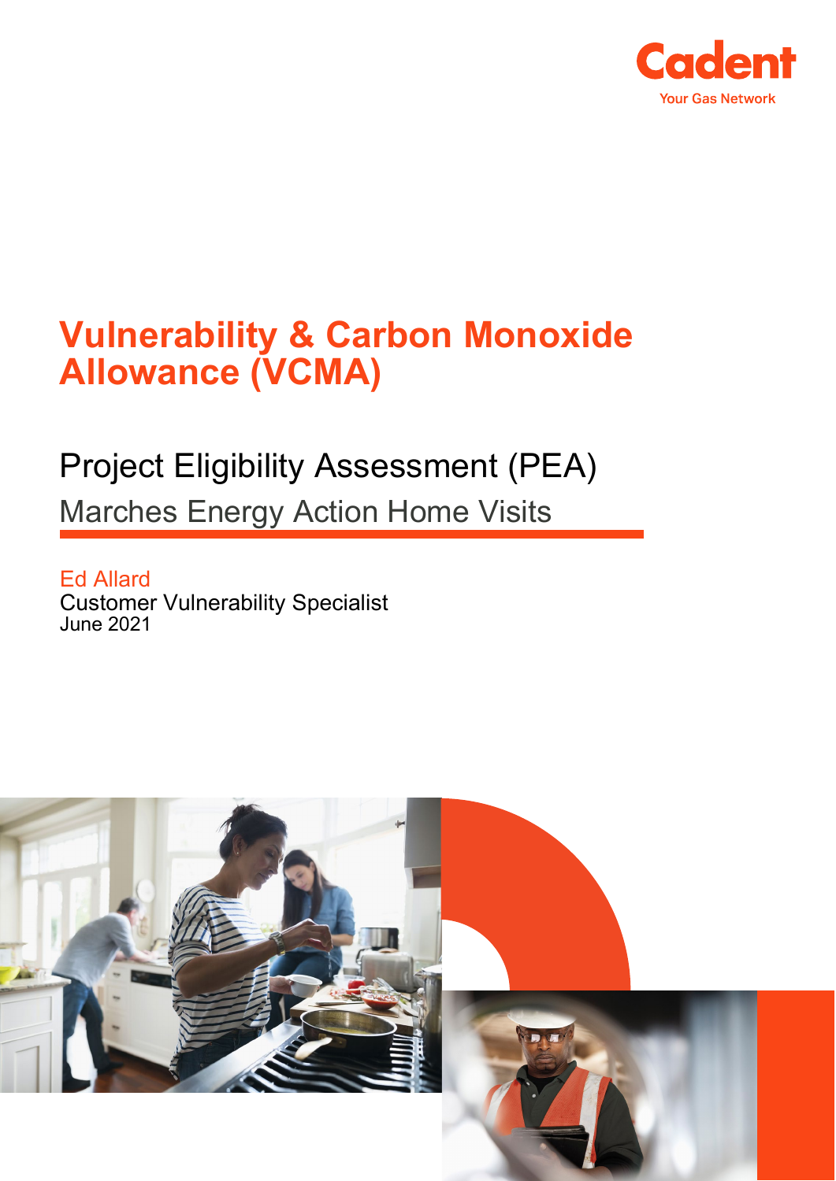Cadent
Your Gas Network

# Vulnerability & Carbon Monoxide Allowance (VCMA)

## Project Eligibility Assessment (PEA)

### Marches Energy Action Home Visits

Ed Allard
Customer Vulnerability Specialist
June 2021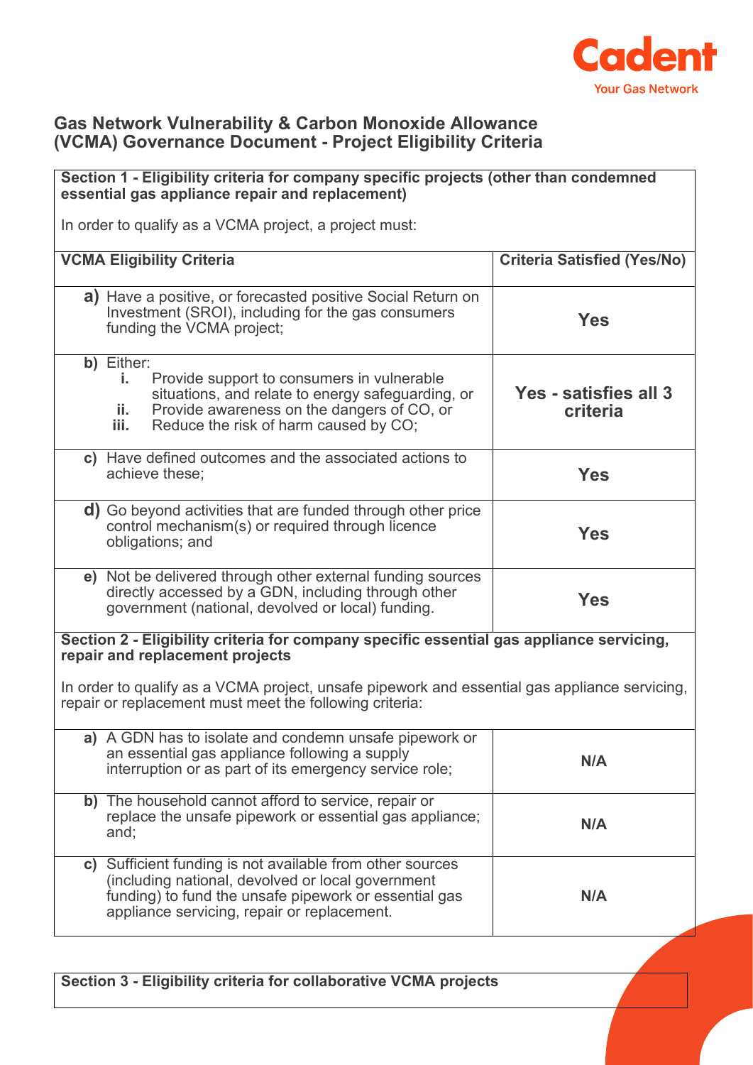## Gas Network Vulnerability & Carbon Monoxide Allowance (VCMA) Governance Document - Project Eligibility Criteria

| **Section 1 - Eligibility criteria for company specific projects (other than condemned essential gas appliance repair and replacement)**<br><br>In order to qualify as a VCMA project, a project must: | |
|---|---|
| **VCMA Eligibility Criteria** | **Criteria Satisfied (Yes/No)** |
| **a)** Have a positive, or forecasted positive Social Return on Investment (SROI), including for the gas consumers funding the VCMA project; | **Yes** |
| **b)** Either:<br>**i.** Provide support to consumers in vulnerable situations, and relate to energy safeguarding, or<br>**ii.** Provide awareness on the dangers of CO, or<br>**iii.** Reduce the risk of harm caused by CO; | **Yes - satisfies all 3 criteria** |
| **c)** Have defined outcomes and the associated actions to achieve these; | **Yes** |
| **d)** Go beyond activities that are funded through other price control mechanism(s) or required through licence obligations; and | **Yes** |
| **e)** Not be delivered through other external funding sources directly accessed by a GDN, including through other government (national, devolved or local) funding. | **Yes** |

| **Section 2 - Eligibility criteria for company specific essential gas appliance servicing, repair and replacement projects**<br><br>In order to qualify as a VCMA project, unsafe pipework and essential gas appliance servicing, repair or replacement must meet the following criteria: | |
|---|---|
| **a)** A GDN has to isolate and condemn unsafe pipework or an essential gas appliance following a supply interruption or as part of its emergency service role; | **N/A** |
| **b)** The household cannot afford to service, repair or replace the unsafe pipework or essential gas appliance; and; | **N/A** |
| **c)** Sufficient funding is not available from other sources (including national, devolved or local government funding) to fund the unsafe pipework or essential gas appliance servicing, repair or replacement. | **N/A** |

| **Section 3 - Eligibility criteria for collaborative VCMA projects** |
|---|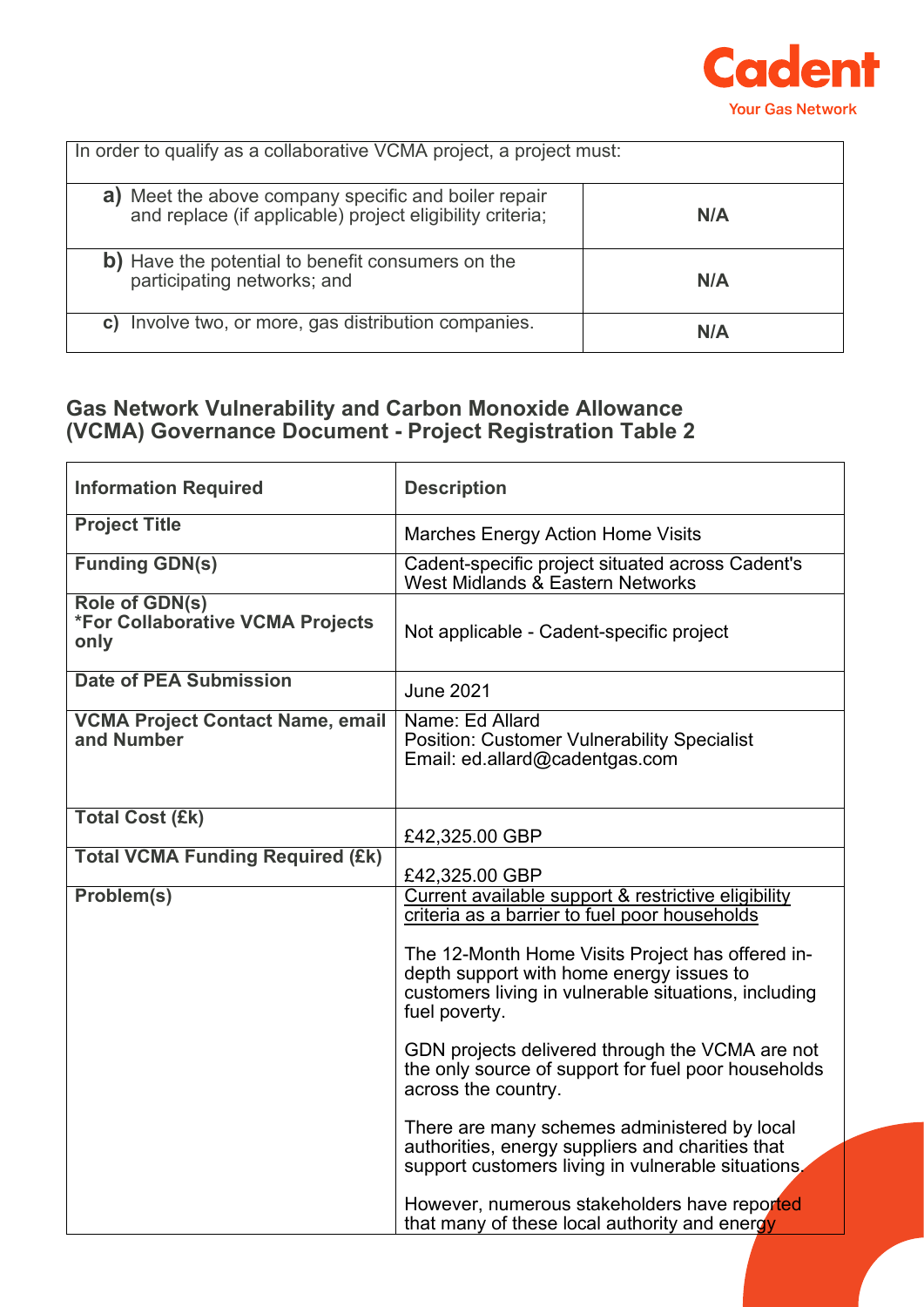| In order to qualify as a collaborative VCMA project, a project must: | |
|---|---|
| **a)** Meet the above company specific and boiler repair and replace (if applicable) project eligibility criteria; | **N/A** |
| **b)** Have the potential to benefit consumers on the participating networks; and | **N/A** |
| **c)** Involve two, or more, gas distribution companies. | **N/A** |

## Gas Network Vulnerability and Carbon Monoxide Allowance (VCMA) Governance Document - Project Registration Table 2

| Information Required | Description |
|---|---|
| **Project Title** | Marches Energy Action Home Visits |
| **Funding GDN(s)** | Cadent-specific project situated across Cadent's West Midlands & Eastern Networks |
| **Role of GDN(s)** <br> **\*For Collaborative VCMA Projects only** | Not applicable - Cadent-specific project |
| **Date of PEA Submission** | June 2021 |
| **VCMA Project Contact Name, email and Number** | Name: Ed Allard <br> Position: Customer Vulnerability Specialist <br> Email: ed.allard@cadentgas.com |
| **Total Cost (£k)** | £42,325.00 GBP |
| **Total VCMA Funding Required (£k)** | £42,325.00 GBP |
| **Problem(s)** | <u>Current available support & restrictive eligibility criteria as a barrier to fuel poor households</u> <br><br> The 12-Month Home Visits Project has offered in-depth support with home energy issues to customers living in vulnerable situations, including fuel poverty. <br><br> GDN projects delivered through the VCMA are not the only source of support for fuel poor households across the country. <br><br> There are many schemes administered by local authorities, energy suppliers and charities that support customers living in vulnerable situations. <br><br> However, numerous stakeholders have reported that many of these local authority and energy |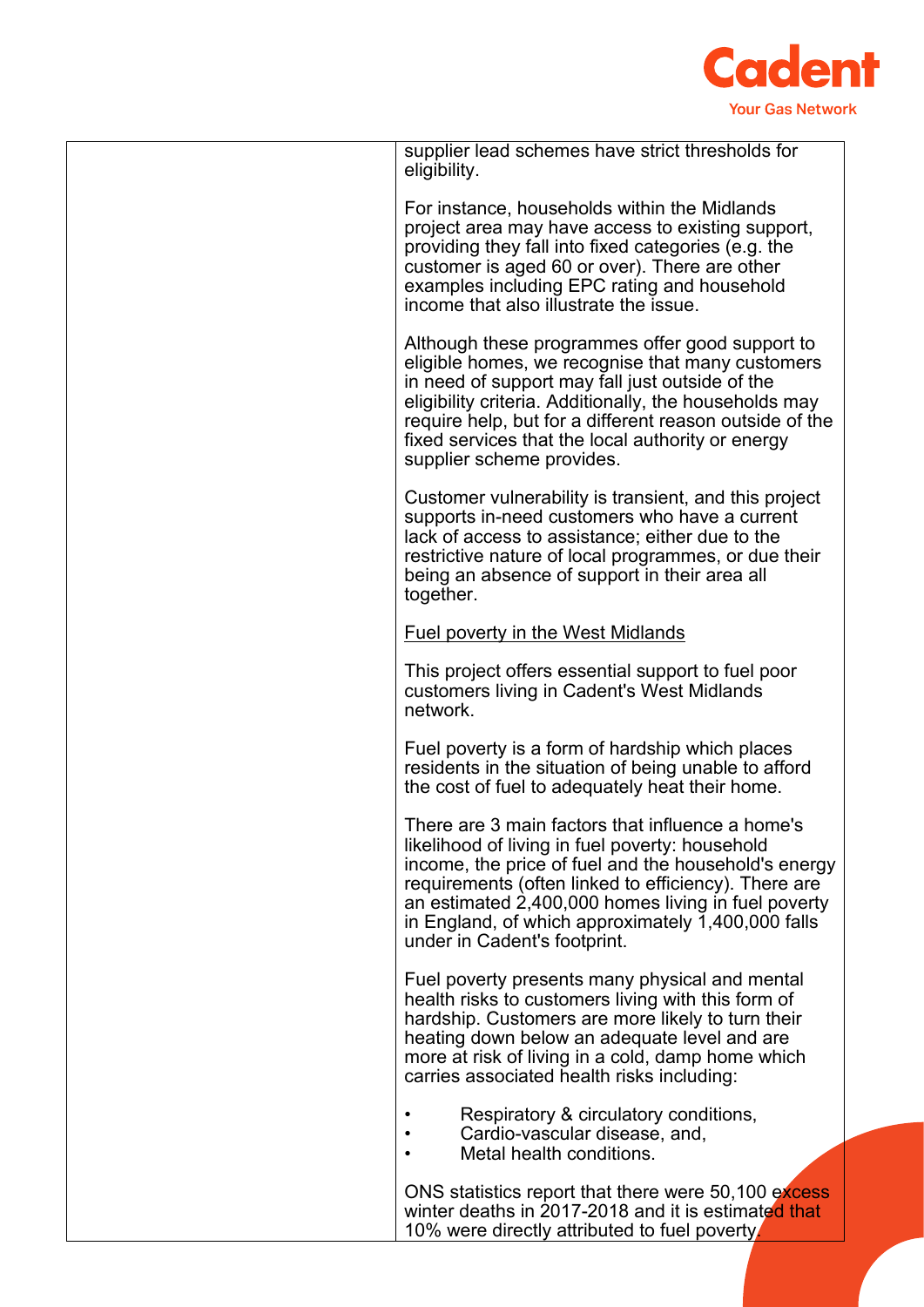| | |
|---|---|
| | supplier lead schemes have strict thresholds for eligibility.<br><br>For instance, households within the Midlands project area may have access to existing support, providing they fall into fixed categories (e.g. the customer is aged 60 or over). There are other examples including EPC rating and household income that also illustrate the issue.<br><br>Although these programmes offer good support to eligible homes, we recognise that many customers in need of support may fall just outside of the eligibility criteria. Additionally, the households may require help, but for a different reason outside of the fixed services that the local authority or energy supplier scheme provides.<br><br>Customer vulnerability is transient, and this project supports in-need customers who have a current lack of access to assistance; either due to the restrictive nature of local programmes, or due their being an absence of support in their area all together.<br><br><u>Fuel poverty in the West Midlands</u><br><br>This project offers essential support to fuel poor customers living in Cadent's West Midlands network.<br><br>Fuel poverty is a form of hardship which places residents in the situation of being unable to afford the cost of fuel to adequately heat their home.<br><br>There are 3 main factors that influence a home's likelihood of living in fuel poverty: household income, the price of fuel and the household's energy requirements (often linked to efficiency). There are an estimated 2,400,000 homes living in fuel poverty in England, of which approximately 1,400,000 falls under in Cadent's footprint.<br><br>Fuel poverty presents many physical and mental health risks to customers living with this form of hardship. Customers are more likely to turn their heating down below an adequate level and are more at risk of living in a cold, damp home which carries associated health risks including:<br><br>• Respiratory & circulatory conditions,<br>• Cardio-vascular disease, and,<br>• Metal health conditions.<br><br>ONS statistics report that there were 50,100 excess winter deaths in 2017-2018 and it is estimated that 10% were directly attributed to fuel poverty. |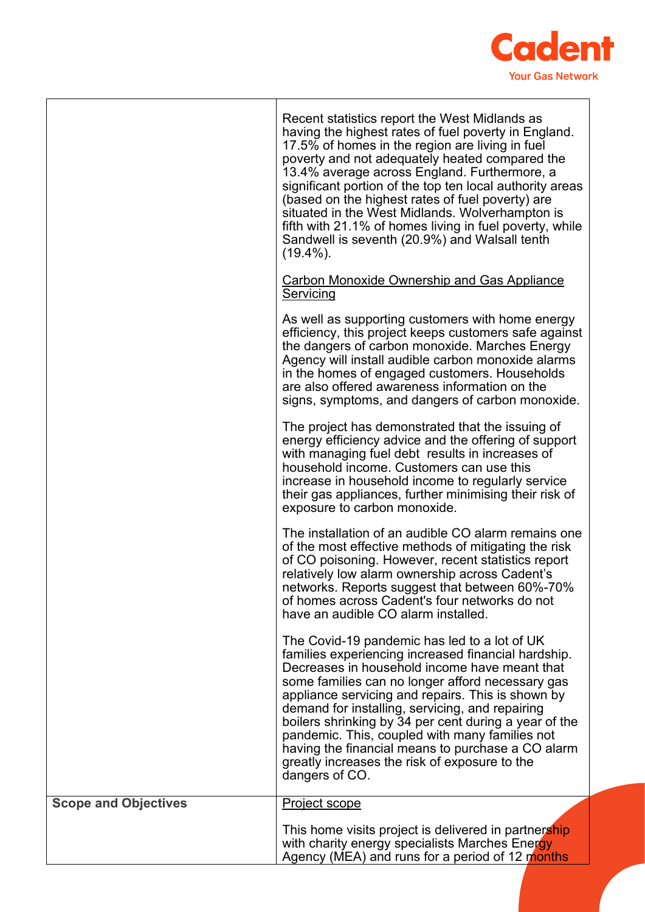| | |
|---|---|
| | Recent statistics report the West Midlands as having the highest rates of fuel poverty in England. 17.5% of homes in the region are living in fuel poverty and not adequately heated compared the 13.4% average across England. Furthermore, a significant portion of the top ten local authority areas (based on the highest rates of fuel poverty) are situated in the West Midlands. Wolverhampton is fifth with 21.1% of homes living in fuel poverty, while Sandwell is seventh (20.9%) and Walsall tenth (19.4%).<br><br><u>Carbon Monoxide Ownership and Gas Appliance Servicing</u><br><br>As well as supporting customers with home energy efficiency, this project keeps customers safe against the dangers of carbon monoxide. Marches Energy Agency will install audible carbon monoxide alarms in the homes of engaged customers. Households are also offered awareness information on the signs, symptoms, and dangers of carbon monoxide.<br><br>The project has demonstrated that the issuing of energy efficiency advice and the offering of support with managing fuel debt results in increases of household income. Customers can use this increase in household income to regularly service their gas appliances, further minimising their risk of exposure to carbon monoxide.<br><br>The installation of an audible CO alarm remains one of the most effective methods of mitigating the risk of CO poisoning. However, recent statistics report relatively low alarm ownership across Cadent's networks. Reports suggest that between 60%-70% of homes across Cadent's four networks do not have an audible CO alarm installed.<br><br>The Covid-19 pandemic has led to a lot of UK families experiencing increased financial hardship. Decreases in household income have meant that some families can no longer afford necessary gas appliance servicing and repairs. This is shown by demand for installing, servicing, and repairing boilers shrinking by 34 per cent during a year of the pandemic. This, coupled with many families not having the financial means to purchase a CO alarm greatly increases the risk of exposure to the dangers of CO. |
| **Scope and Objectives** | <u>Project scope</u><br><br>This home visits project is delivered in partnership with charity energy specialists Marches Energy Agency (MEA) and runs for a period of 12 months |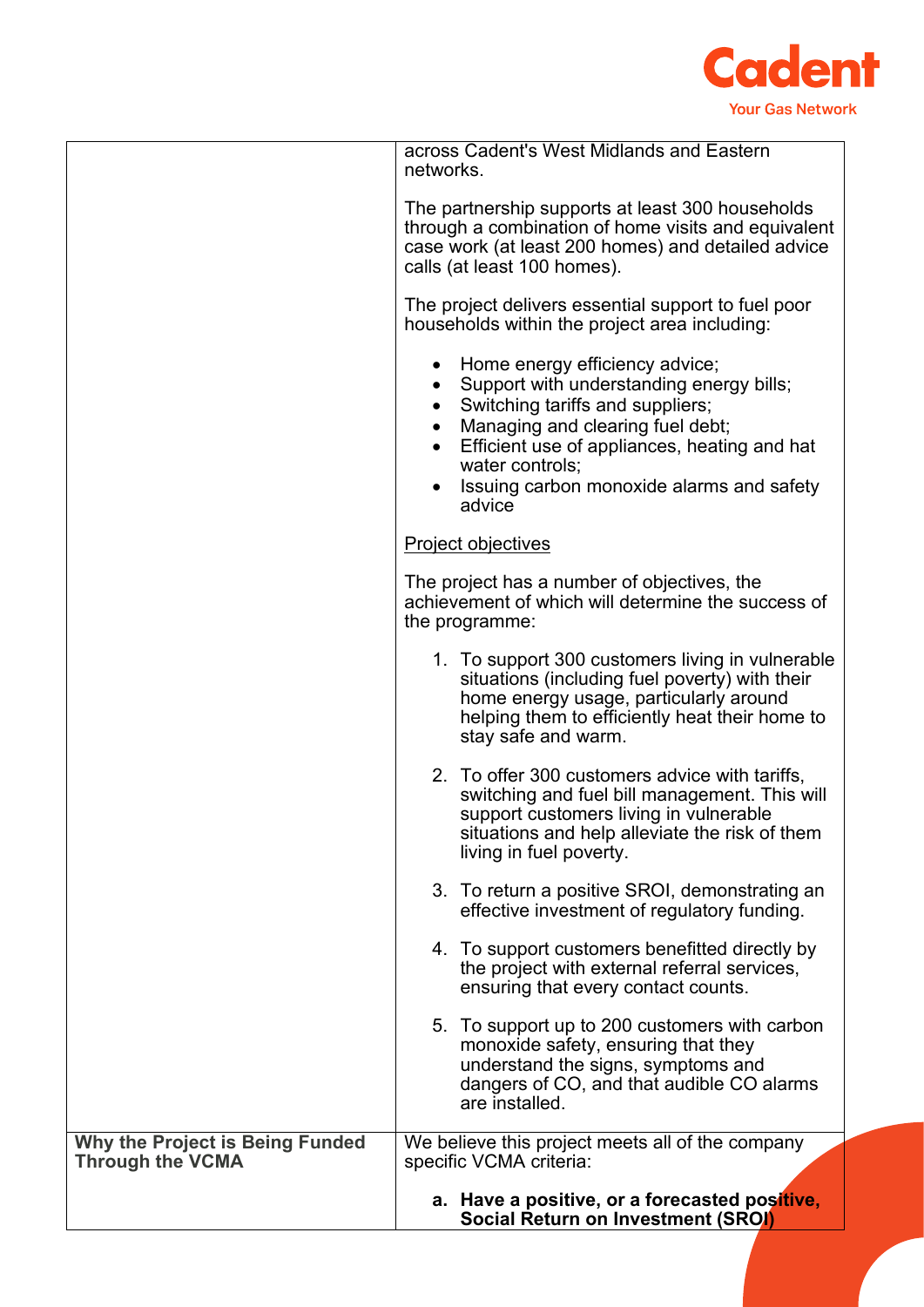| | |
|---|---|
| | across Cadent's West Midlands and Eastern networks.<br><br>The partnership supports at least 300 households through a combination of home visits and equivalent case work (at least 200 homes) and detailed advice calls (at least 100 homes).<br><br>The project delivers essential support to fuel poor households within the project area including:<br><br>• Home energy efficiency advice;<br>• Support with understanding energy bills;<br>• Switching tariffs and suppliers;<br>• Managing and clearing fuel debt;<br>• Efficient use of appliances, heating and hat water controls;<br>• Issuing carbon monoxide alarms and safety advice<br><br><u>Project objectives</u><br><br>The project has a number of objectives, the achievement of which will determine the success of the programme:<br><br>1. To support 300 customers living in vulnerable situations (including fuel poverty) with their home energy usage, particularly around helping them to efficiently heat their home to stay safe and warm.<br><br>2. To offer 300 customers advice with tariffs, switching and fuel bill management. This will support customers living in vulnerable situations and help alleviate the risk of them living in fuel poverty.<br><br>3. To return a positive SROI, demonstrating an effective investment of regulatory funding.<br><br>4. To support customers benefitted directly by the project with external referral services, ensuring that every contact counts.<br><br>5. To support up to 200 customers with carbon monoxide safety, ensuring that they understand the signs, symptoms and dangers of CO, and that audible CO alarms are installed. |
| **Why the Project is Being Funded Through the VCMA** | We believe this project meets all of the company specific VCMA criteria:<br><br>**a. Have a positive, or a forecasted positive, Social Return on Investment (SROI)** |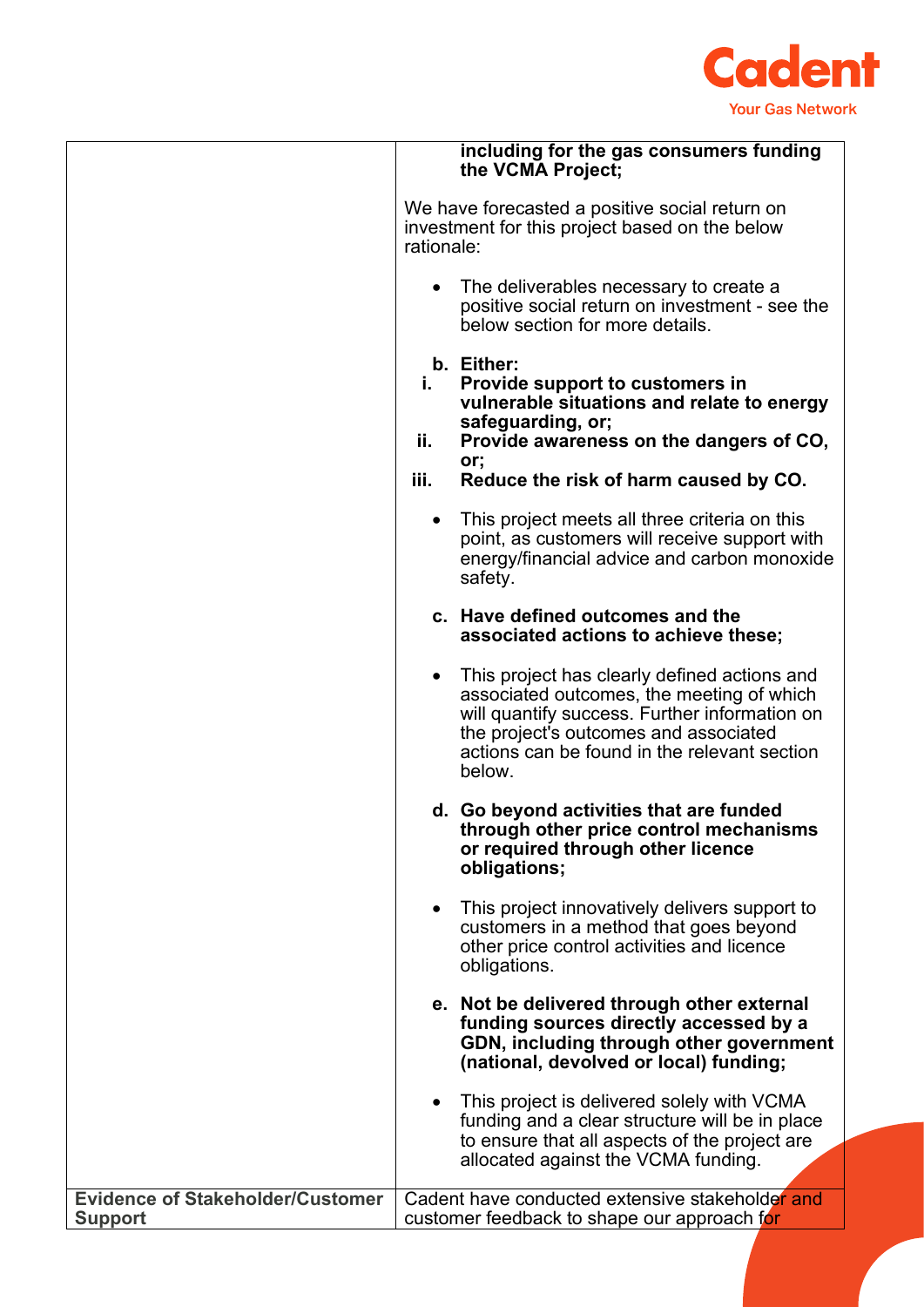| | |
|---|---|
| | **including for the gas consumers funding the VCMA Project;**<br><br>We have forecasted a positive social return on investment for this project based on the below rationale:<br><br>• The deliverables necessary to create a positive social return on investment - see the below section for more details.<br><br>**b. Either:**<br>**i. Provide support to customers in vulnerable situations and relate to energy safeguarding, or;**<br>**ii. Provide awareness on the dangers of CO, or;**<br>**iii. Reduce the risk of harm caused by CO.**<br><br>• This project meets all three criteria on this point, as customers will receive support with energy/financial advice and carbon monoxide safety.<br><br>**c. Have defined outcomes and the associated actions to achieve these;**<br><br>• This project has clearly defined actions and associated outcomes, the meeting of which will quantify success. Further information on the project's outcomes and associated actions can be found in the relevant section below.<br><br>**d. Go beyond activities that are funded through other price control mechanisms or required through other licence obligations;**<br><br>• This project innovatively delivers support to customers in a method that goes beyond other price control activities and licence obligations.<br><br>**e. Not be delivered through other external funding sources directly accessed by a GDN, including through other government (national, devolved or local) funding;**<br><br>• This project is delivered solely with VCMA funding and a clear structure will be in place to ensure that all aspects of the project are allocated against the VCMA funding. |
| **Evidence of Stakeholder/Customer Support** | Cadent have conducted extensive stakeholder and customer feedback to shape our approach for |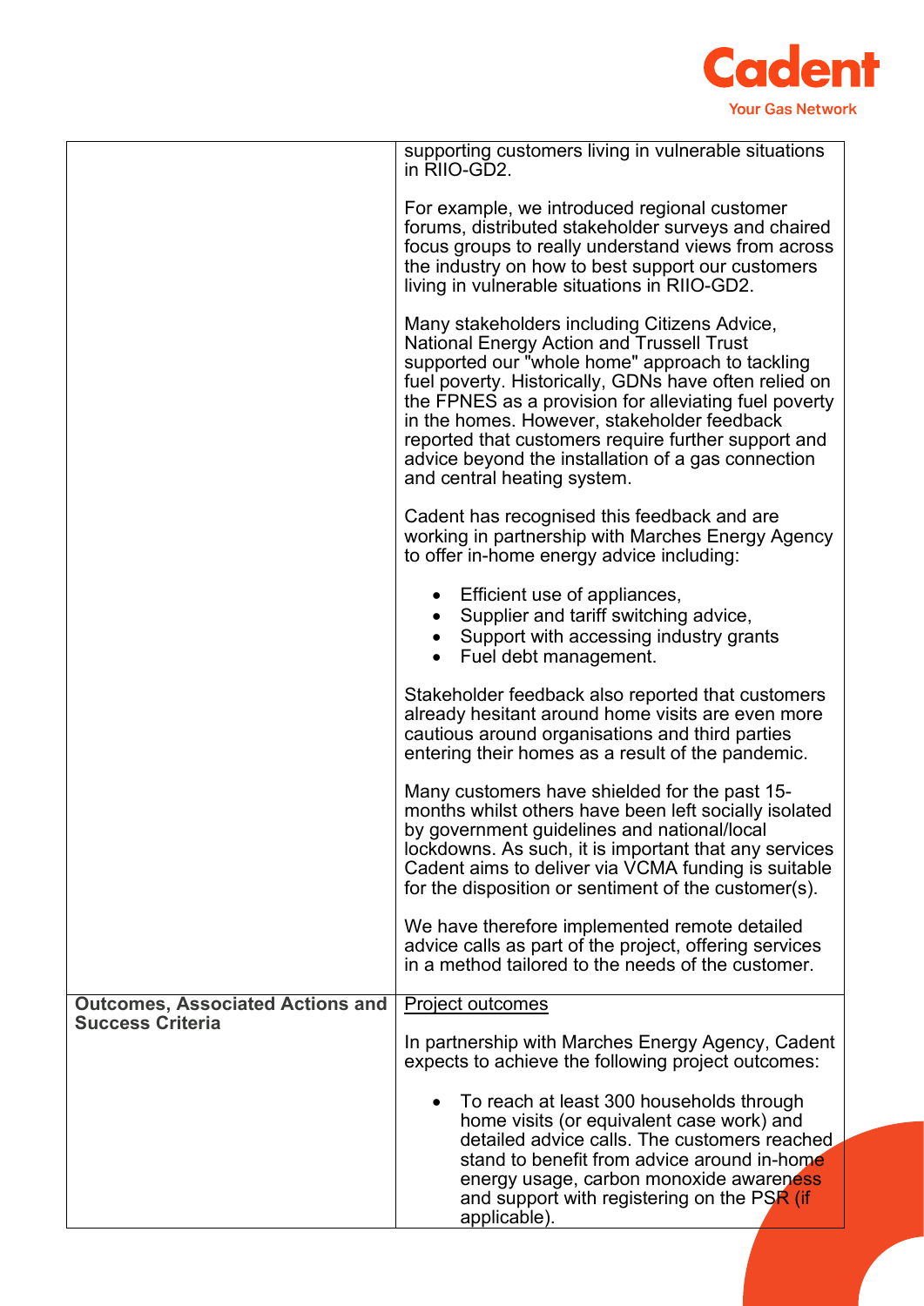| | |
|---|---|
| | supporting customers living in vulnerable situations in RIIO-GD2.<br><br>For example, we introduced regional customer forums, distributed stakeholder surveys and chaired focus groups to really understand views from across the industry on how to best support our customers living in vulnerable situations in RIIO-GD2.<br><br>Many stakeholders including Citizens Advice, National Energy Action and Trussell Trust supported our "whole home" approach to tackling fuel poverty. Historically, GDNs have often relied on the FPNES as a provision for alleviating fuel poverty in the homes. However, stakeholder feedback reported that customers require further support and advice beyond the installation of a gas connection and central heating system.<br><br>Cadent has recognised this feedback and are working in partnership with Marches Energy Agency to offer in-home energy advice including:<br><br>• Efficient use of appliances,<br>• Supplier and tariff switching advice,<br>• Support with accessing industry grants<br>• Fuel debt management.<br><br>Stakeholder feedback also reported that customers already hesitant around home visits are even more cautious around organisations and third parties entering their homes as a result of the pandemic.<br><br>Many customers have shielded for the past 15-months whilst others have been left socially isolated by government guidelines and national/local lockdowns. As such, it is important that any services Cadent aims to deliver via VCMA funding is suitable for the disposition or sentiment of the customer(s).<br><br>We have therefore implemented remote detailed advice calls as part of the project, offering services in a method tailored to the needs of the customer. |
| **Outcomes, Associated Actions and Success Criteria** | Project outcomes<br><br>In partnership with Marches Energy Agency, Cadent expects to achieve the following project outcomes:<br><br>• To reach at least 300 households through home visits (or equivalent case work) and detailed advice calls. The customers reached stand to benefit from advice around in-home energy usage, carbon monoxide awareness and support with registering on the PSR (if applicable). |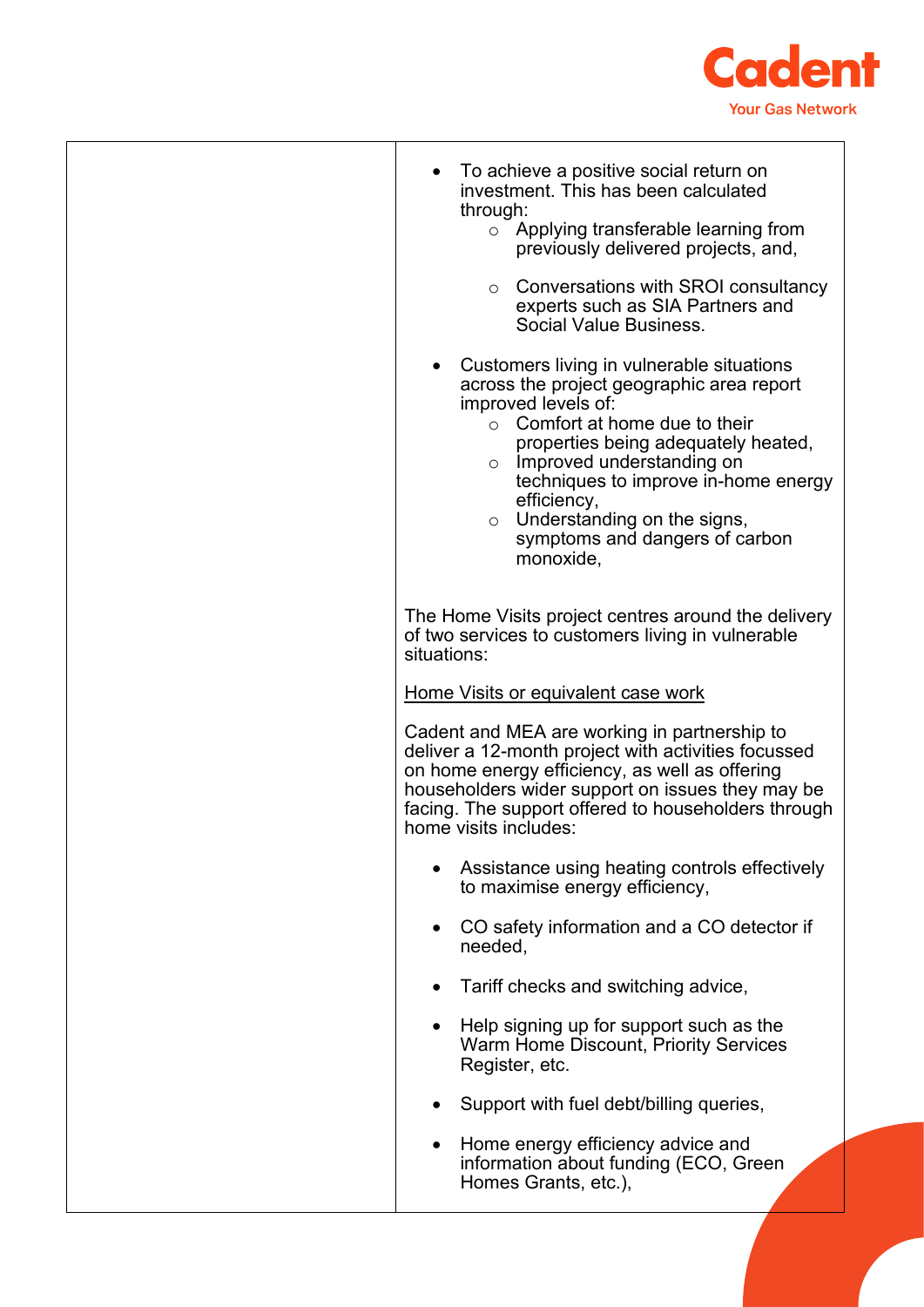| | |
|---|---|
| | • To achieve a positive social return on investment. This has been calculated through:<br>  ○ Applying transferable learning from previously delivered projects, and,<br>  ○ Conversations with SROI consultancy experts such as SIA Partners and Social Value Business.<br>• Customers living in vulnerable situations across the project geographic area report improved levels of:<br>  ○ Comfort at home due to their properties being adequately heated,<br>  ○ Improved understanding on techniques to improve in-home energy efficiency,<br>  ○ Understanding on the signs, symptoms and dangers of carbon monoxide,<br><br>The Home Visits project centres around the delivery of two services to customers living in vulnerable situations:<br><br><u>Home Visits or equivalent case work</u><br><br>Cadent and MEA are working in partnership to deliver a 12-month project with activities focussed on home energy efficiency, as well as offering householders wider support on issues they may be facing. The support offered to householders through home visits includes:<br><br>• Assistance using heating controls effectively to maximise energy efficiency,<br>• CO safety information and a CO detector if needed,<br>• Tariff checks and switching advice,<br>• Help signing up for support such as the Warm Home Discount, Priority Services Register, etc.<br>• Support with fuel debt/billing queries,<br>• Home energy efficiency advice and information about funding (ECO, Green Homes Grants, etc.), |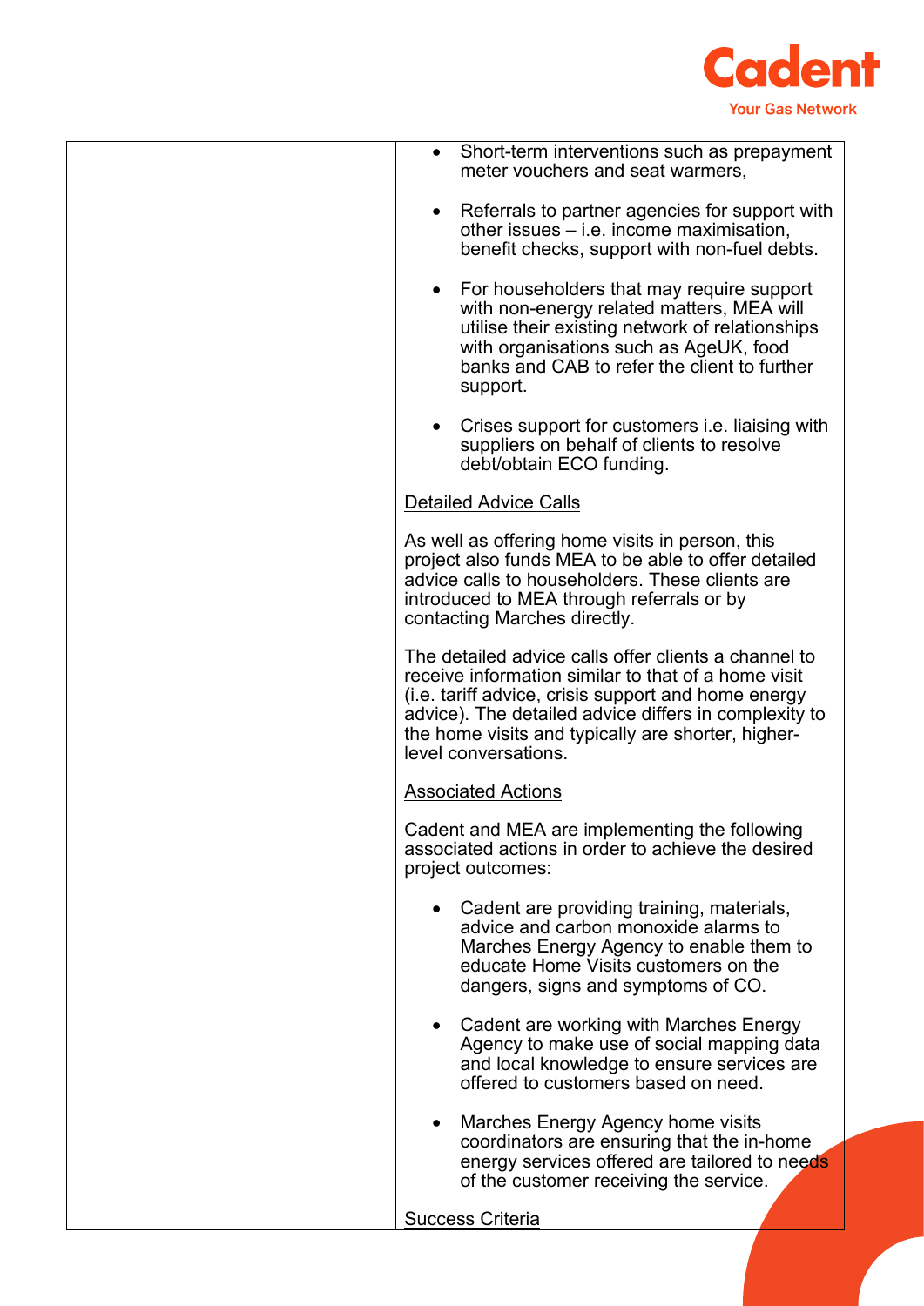| | • Short-term interventions such as prepayment meter vouchers and seat warmers,<br><br>• Referrals to partner agencies for support with other issues – i.e. income maximisation, benefit checks, support with non-fuel debts.<br><br>• For householders that may require support with non-energy related matters, MEA will utilise their existing network of relationships with organisations such as AgeUK, food banks and CAB to refer the client to further support.<br><br>• Crises support for customers i.e. liaising with suppliers on behalf of clients to resolve debt/obtain ECO funding.<br><br><u>Detailed Advice Calls</u><br><br>As well as offering home visits in person, this project also funds MEA to be able to offer detailed advice calls to householders. These clients are introduced to MEA through referrals or by contacting Marches directly.<br><br>The detailed advice calls offer clients a channel to receive information similar to that of a home visit (i.e. tariff advice, crisis support and home energy advice). The detailed advice differs in complexity to the home visits and typically are shorter, higher-level conversations.<br><br><u>Associated Actions</u><br><br>Cadent and MEA are implementing the following associated actions in order to achieve the desired project outcomes:<br><br>• Cadent are providing training, materials, advice and carbon monoxide alarms to Marches Energy Agency to enable them to educate Home Visits customers on the dangers, signs and symptoms of CO.<br><br>• Cadent are working with Marches Energy Agency to make use of social mapping data and local knowledge to ensure services are offered to customers based on need.<br><br>• Marches Energy Agency home visits coordinators are ensuring that the in-home energy services offered are tailored to needs of the customer receiving the service.<br><br><u>Success Criteria</u> |
|---|---|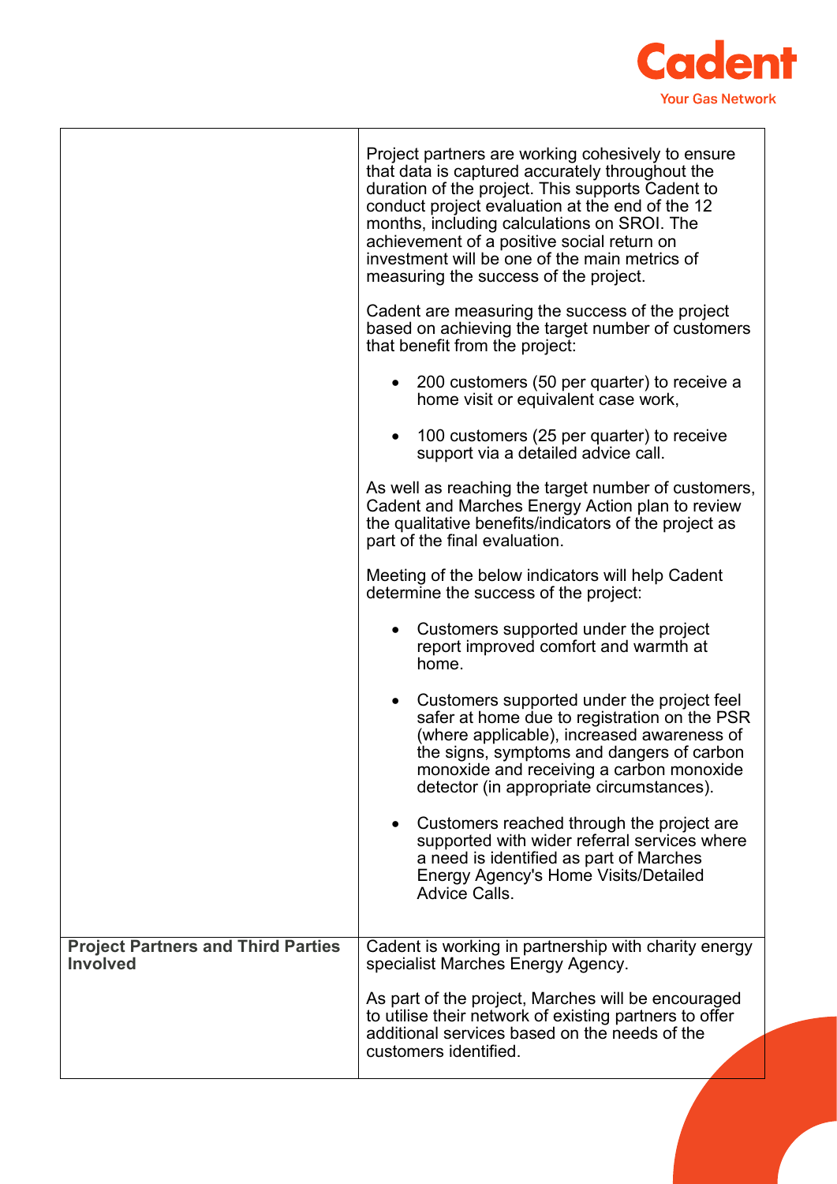| | |
|---|---|
| | Project partners are working cohesively to ensure that data is captured accurately throughout the duration of the project. This supports Cadent to conduct project evaluation at the end of the 12 months, including calculations on SROI. The achievement of a positive social return on investment will be one of the main metrics of measuring the success of the project.<br><br>Cadent are measuring the success of the project based on achieving the target number of customers that benefit from the project:<br><br>• 200 customers (50 per quarter) to receive a home visit or equivalent case work,<br><br>• 100 customers (25 per quarter) to receive support via a detailed advice call.<br><br>As well as reaching the target number of customers, Cadent and Marches Energy Action plan to review the qualitative benefits/indicators of the project as part of the final evaluation.<br><br>Meeting of the below indicators will help Cadent determine the success of the project:<br><br>• Customers supported under the project report improved comfort and warmth at home.<br><br>• Customers supported under the project feel safer at home due to registration on the PSR (where applicable), increased awareness of the signs, symptoms and dangers of carbon monoxide and receiving a carbon monoxide detector (in appropriate circumstances).<br><br>• Customers reached through the project are supported with wider referral services where a need is identified as part of Marches Energy Agency's Home Visits/Detailed Advice Calls. |
| **Project Partners and Third Parties Involved** | Cadent is working in partnership with charity energy specialist Marches Energy Agency.<br><br>As part of the project, Marches will be encouraged to utilise their network of existing partners to offer additional services based on the needs of the customers identified. |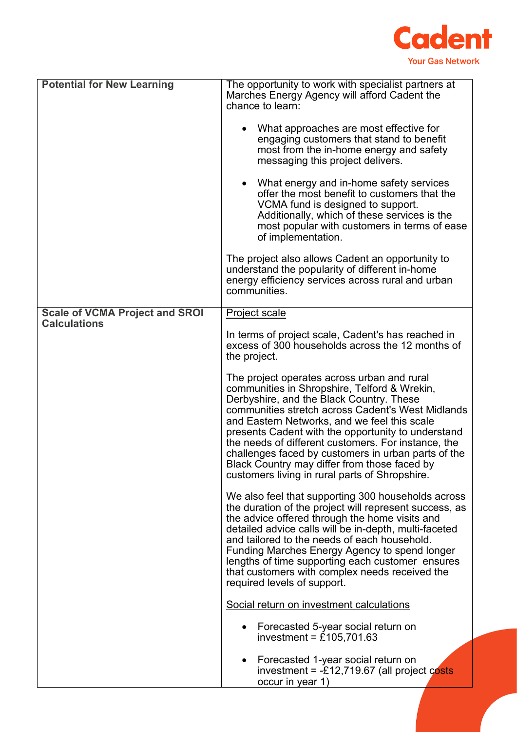| | |
|---|---|
| **Potential for New Learning** | The opportunity to work with specialist partners at Marches Energy Agency will afford Cadent the chance to learn:<br><br>• What approaches are most effective for engaging customers that stand to benefit most from the in-home energy and safety messaging this project delivers.<br><br>• What energy and in-home safety services offer the most benefit to customers that the VCMA fund is designed to support. Additionally, which of these services is the most popular with customers in terms of ease of implementation.<br><br>The project also allows Cadent an opportunity to understand the popularity of different in-home energy efficiency services across rural and urban communities. |
| **Scale of VCMA Project and SROI Calculations** | <u>Project scale</u><br><br>In terms of project scale, Cadent's has reached in excess of 300 households across the 12 months of the project.<br><br>The project operates across urban and rural communities in Shropshire, Telford & Wrekin, Derbyshire, and the Black Country. These communities stretch across Cadent's West Midlands and Eastern Networks, and we feel this scale presents Cadent with the opportunity to understand the needs of different customers. For instance, the challenges faced by customers in urban parts of the Black Country may differ from those faced by customers living in rural parts of Shropshire.<br><br>We also feel that supporting 300 households across the duration of the project will represent success, as the advice offered through the home visits and detailed advice calls will be in-depth, multi-faceted and tailored to the needs of each household. Funding Marches Energy Agency to spend longer lengths of time supporting each customer ensures that customers with complex needs received the required levels of support.<br><br><u>Social return on investment calculations</u><br><br>• Forecasted 5-year social return on investment = £105,701.63<br><br>• Forecasted 1-year social return on investment = -£12,719.67 (all project costs occur in year 1) |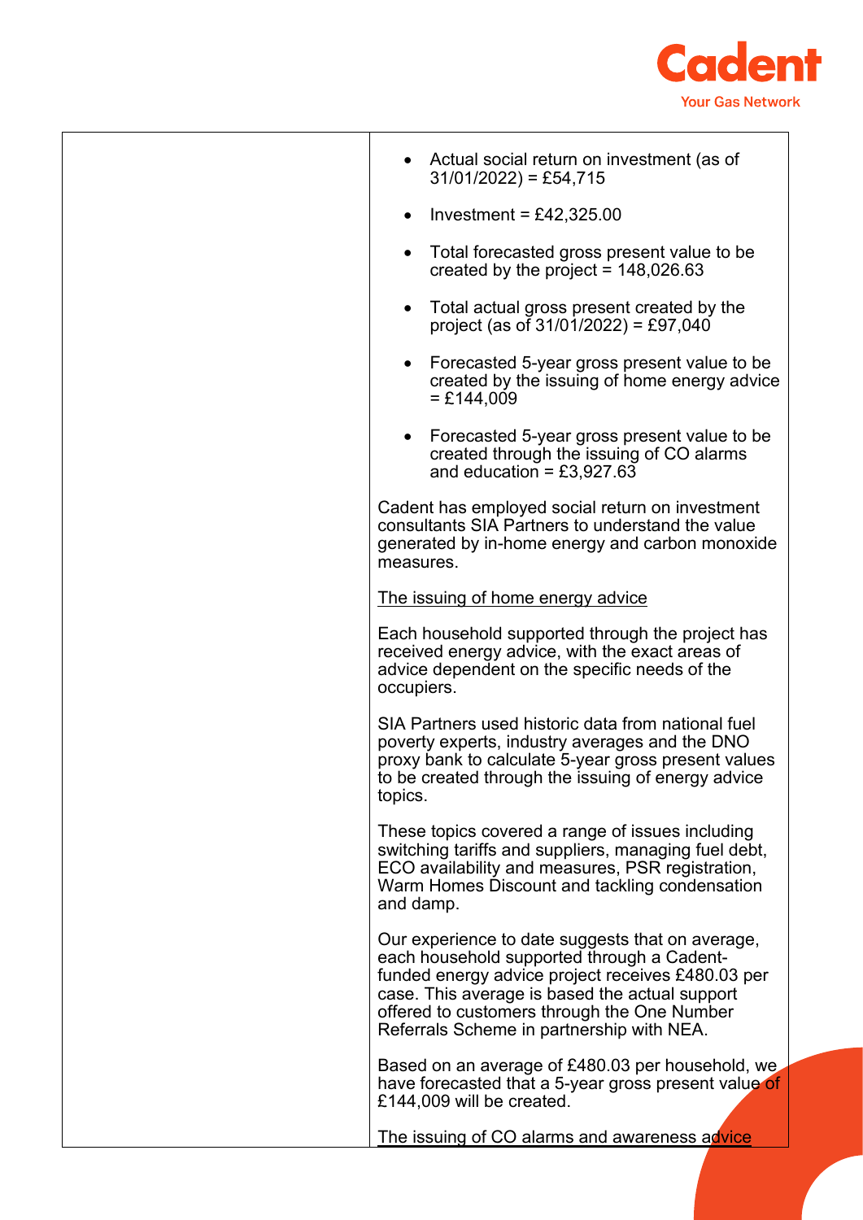| | |
|---|---|
| | - Actual social return on investment (as of 31/01/2022) = £54,715<br>- Investment = £42,325.00<br>- Total forecasted gross present value to be created by the project = 148,026.63<br>- Total actual gross present created by the project (as of 31/01/2022) = £97,040<br>- Forecasted 5-year gross present value to be created by the issuing of home energy advice = £144,009<br>- Forecasted 5-year gross present value to be created through the issuing of CO alarms and education = £3,927.63<br><br>Cadent has employed social return on investment consultants SIA Partners to understand the value generated by in-home energy and carbon monoxide measures.<br><br><u>The issuing of home energy advice</u><br><br>Each household supported through the project has received energy advice, with the exact areas of advice dependent on the specific needs of the occupiers.<br><br>SIA Partners used historic data from national fuel poverty experts, industry averages and the DNO proxy bank to calculate 5-year gross present values to be created through the issuing of energy advice topics.<br><br>These topics covered a range of issues including switching tariffs and suppliers, managing fuel debt, ECO availability and measures, PSR registration, Warm Homes Discount and tackling condensation and damp.<br><br>Our experience to date suggests that on average, each household supported through a Cadent-funded energy advice project receives £480.03 per case. This average is based the actual support offered to customers through the One Number Referrals Scheme in partnership with NEA.<br><br>Based on an average of £480.03 per household, we have forecasted that a 5-year gross present value of £144,009 will be created.<br><br><u>The issuing of CO alarms and awareness advice</u> |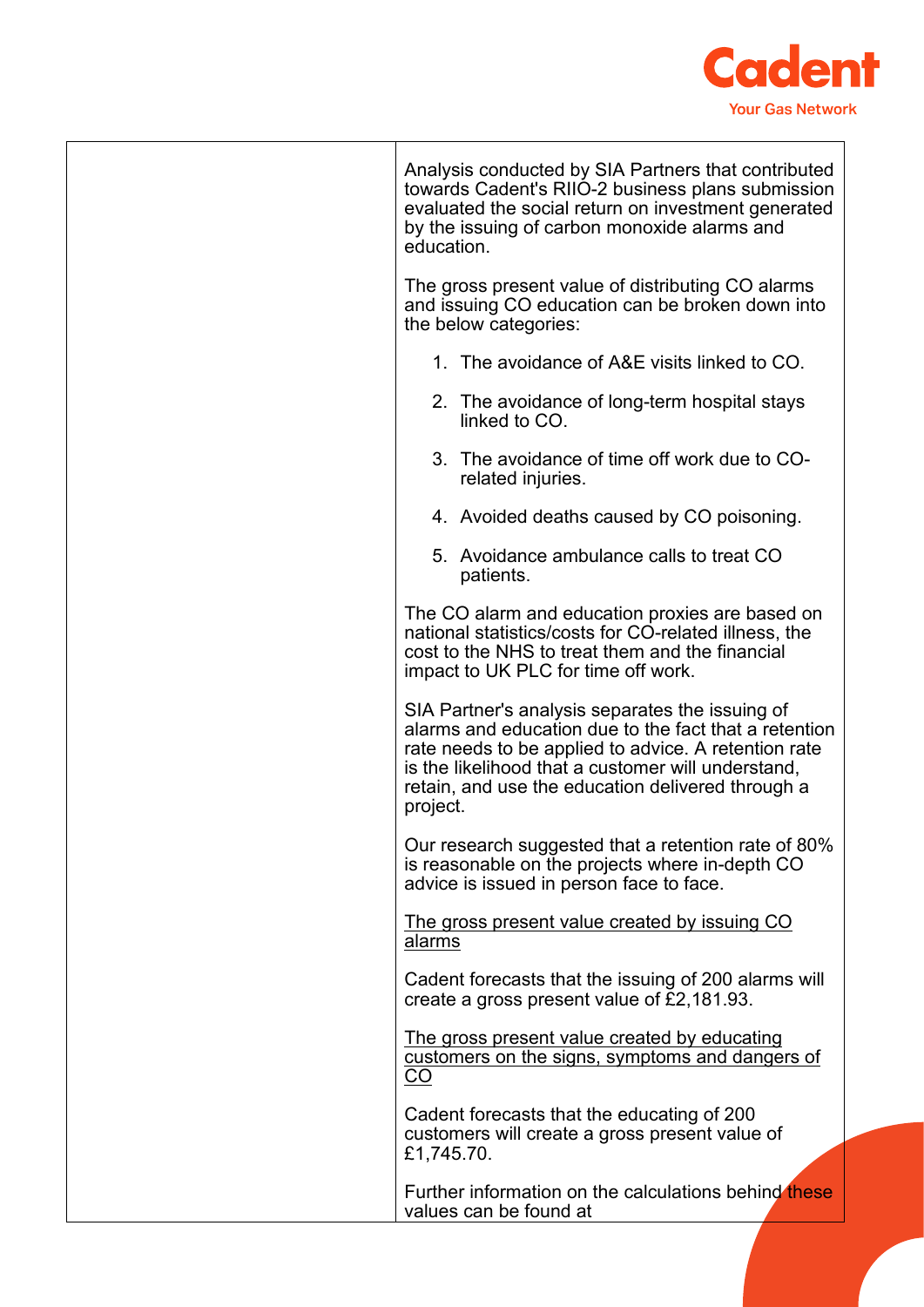| | |
|---|---|
| | Analysis conducted by SIA Partners that contributed towards Cadent's RIIO-2 business plans submission evaluated the social return on investment generated by the issuing of carbon monoxide alarms and education.<br><br>The gross present value of distributing CO alarms and issuing CO education can be broken down into the below categories:<br><br>1. The avoidance of A&E visits linked to CO.<br>2. The avoidance of long-term hospital stays linked to CO.<br>3. The avoidance of time off work due to CO-related injuries.<br>4. Avoided deaths caused by CO poisoning.<br>5. Avoidance ambulance calls to treat CO patients.<br><br>The CO alarm and education proxies are based on national statistics/costs for CO-related illness, the cost to the NHS to treat them and the financial impact to UK PLC for time off work.<br><br>SIA Partner's analysis separates the issuing of alarms and education due to the fact that a retention rate needs to be applied to advice. A retention rate is the likelihood that a customer will understand, retain, and use the education delivered through a project.<br><br>Our research suggested that a retention rate of 80% is reasonable on the projects where in-depth CO advice is issued in person face to face.<br><br><u>The gross present value created by issuing CO alarms</u><br><br>Cadent forecasts that the issuing of 200 alarms will create a gross present value of £2,181.93.<br><br><u>The gross present value created by educating customers on the signs, symptoms and dangers of CO</u><br><br>Cadent forecasts that the educating of 200 customers will create a gross present value of £1,745.70.<br><br>Further information on the calculations behind these values can be found at |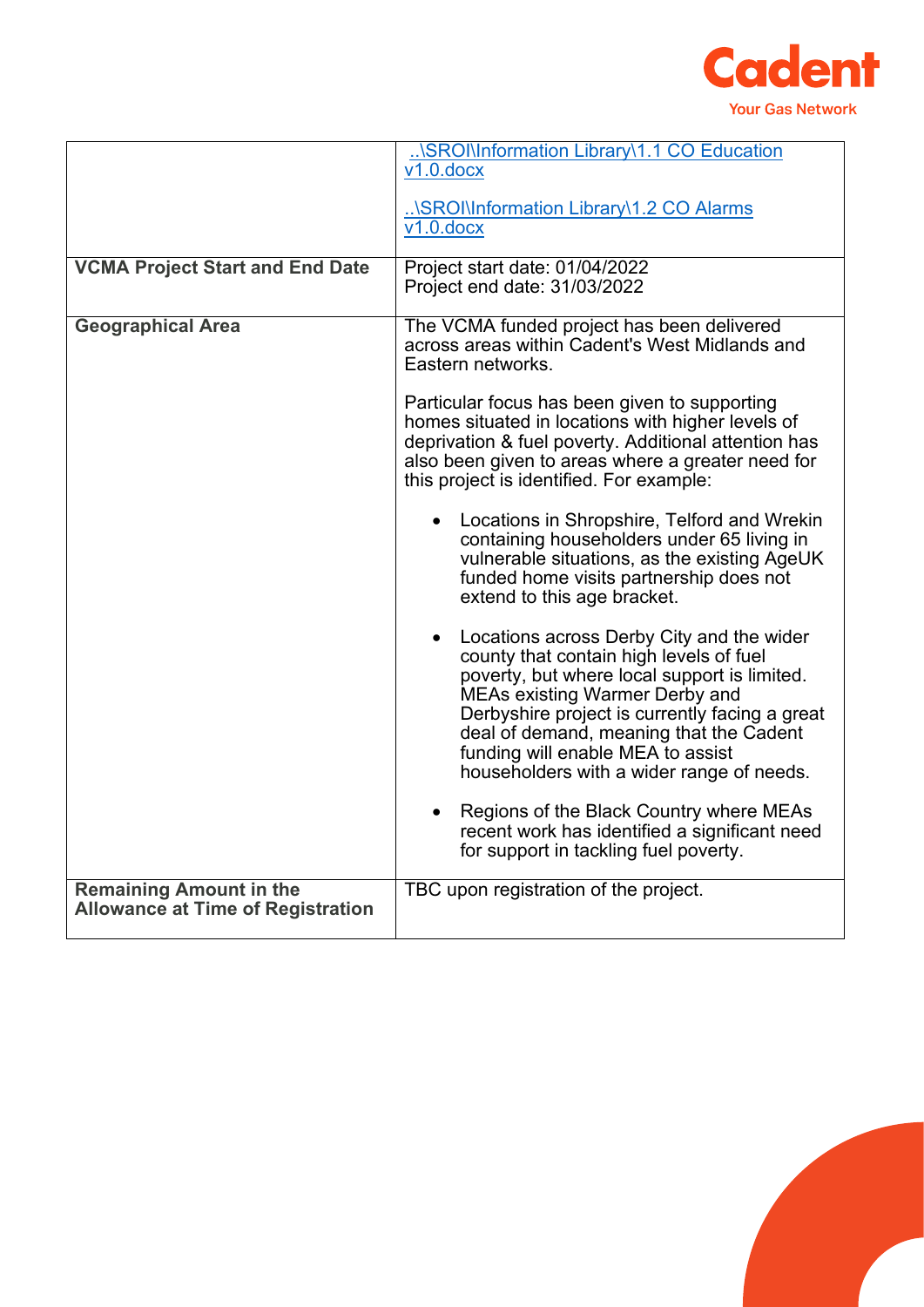| | |
|---|---|
| | ..\SROI\Information Library\1.1 CO Education v1.0.docx<br><br>..\SROI\Information Library\1.2 CO Alarms v1.0.docx |
| **VCMA Project Start and End Date** | Project start date: 01/04/2022<br>Project end date: 31/03/2022 |
| **Geographical Area** | The VCMA funded project has been delivered across areas within Cadent's West Midlands and Eastern networks.<br><br>Particular focus has been given to supporting homes situated in locations with higher levels of deprivation & fuel poverty. Additional attention has also been given to areas where a greater need for this project is identified. For example:<br><br>• Locations in Shropshire, Telford and Wrekin containing householders under 65 living in vulnerable situations, as the existing AgeUK funded home visits partnership does not extend to this age bracket.<br><br>• Locations across Derby City and the wider county that contain high levels of fuel poverty, but where local support is limited. MEAs existing Warmer Derby and Derbyshire project is currently facing a great deal of demand, meaning that the Cadent funding will enable MEA to assist householders with a wider range of needs.<br><br>• Regions of the Black Country where MEAs recent work has identified a significant need for support in tackling fuel poverty. |
| **Remaining Amount in the Allowance at Time of Registration** | TBC upon registration of the project. |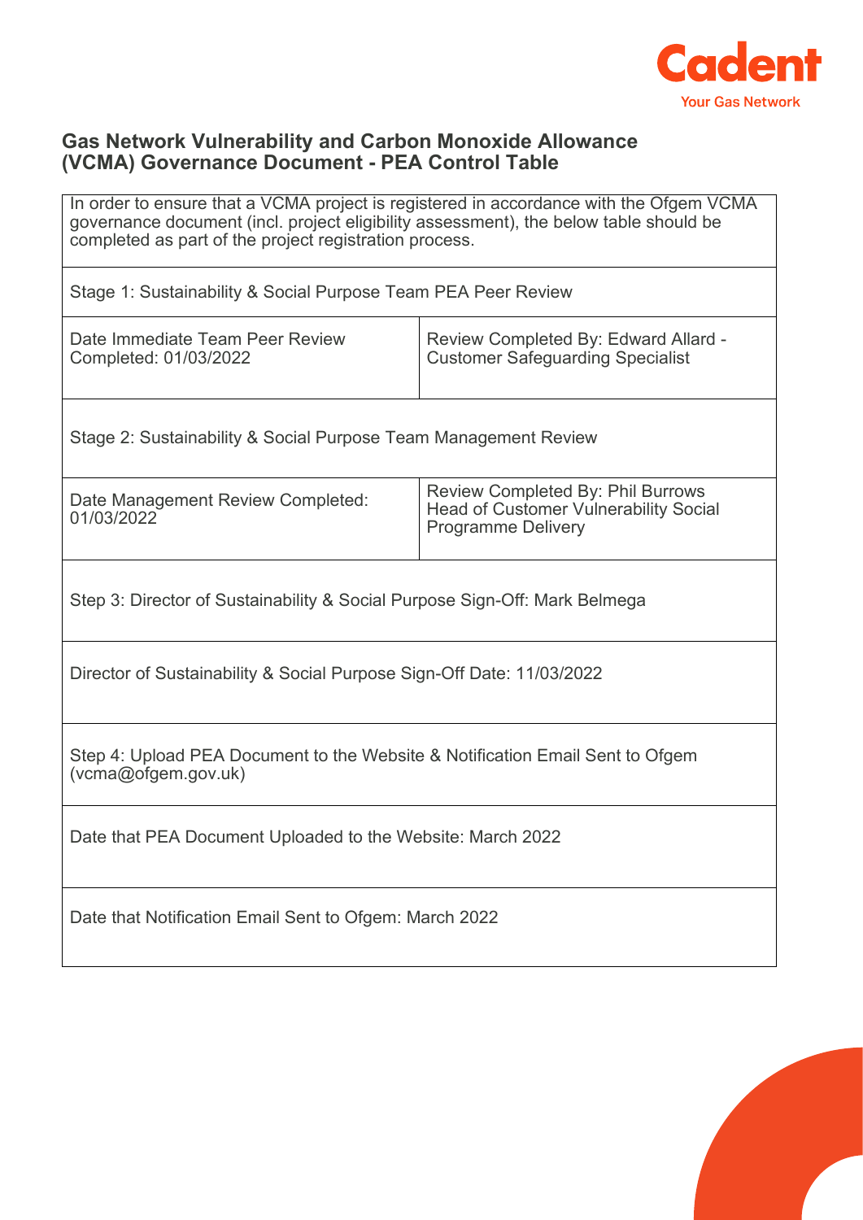Cadent
Your Gas Network

## Gas Network Vulnerability and Carbon Monoxide Allowance (VCMA) Governance Document - PEA Control Table

| | |
|---|---|
| In order to ensure that a VCMA project is registered in accordance with the Ofgem VCMA governance document (incl. project eligibility assessment), the below table should be completed as part of the project registration process. | |
| Stage 1: Sustainability & Social Purpose Team PEA Peer Review | |
| Date Immediate Team Peer Review Completed: 01/03/2022 | Review Completed By: Edward Allard - Customer Safeguarding Specialist |
| Stage 2: Sustainability & Social Purpose Team Management Review | |
| Date Management Review Completed: 01/03/2022 | Review Completed By: Phil Burrows Head of Customer Vulnerability Social Programme Delivery |
| Step 3: Director of Sustainability & Social Purpose Sign-Off: Mark Belmega | |
| Director of Sustainability & Social Purpose Sign-Off Date: 11/03/2022 | |
| Step 4: Upload PEA Document to the Website & Notification Email Sent to Ofgem (vcma@ofgem.gov.uk) | |
| Date that PEA Document Uploaded to the Website: March 2022 | |
| Date that Notification Email Sent to Ofgem: March 2022 | |